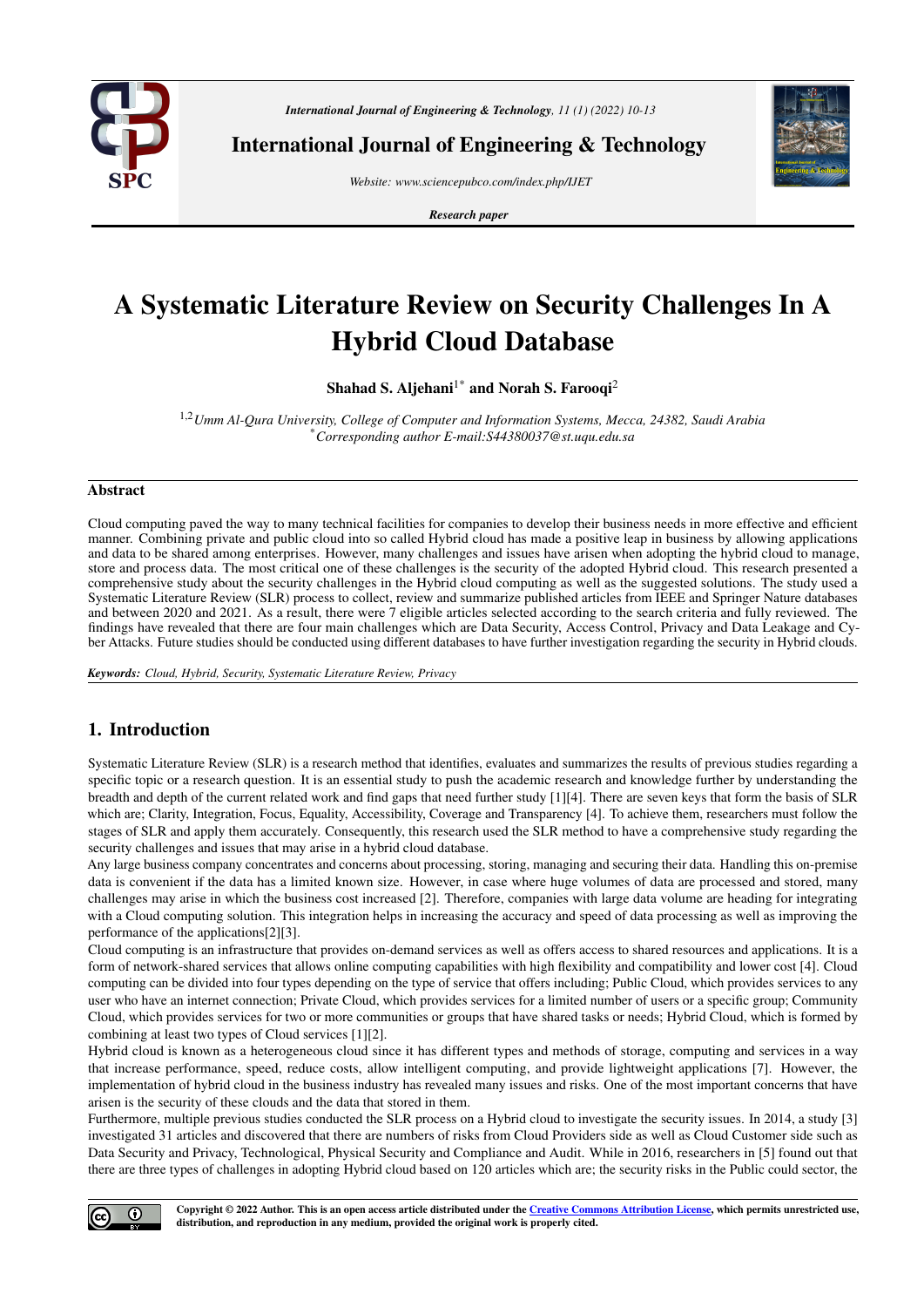Research paper

# A Systematic Literature Review on Security Challenges In A Hybrid Cloud Database

**Shahad S. Aljehani[1*] and Norah S. Farooqi[2]**

*[1,2]Umm Al-Qura University, College of Computer and Information Systems, Mecca, 24382, Saudi Arabia*
*[*]Corresponding author E-mail:S44380037@st.uqu.edu.sa*

## Abstract

Cloud computing paved the way to many technical facilities for companies to develop their business needs in more effective and efficient manner. Combining private and public cloud into so called Hybrid cloud has made a positive leap in business by allowing applications and data to be shared among enterprises. However, many challenges and issues have arisen when adopting the hybrid cloud to manage, store and process data. The most critical one of these challenges is the security of the adopted Hybrid cloud. This research presented a comprehensive study about the security challenges in the Hybrid cloud computing as well as the suggested solutions. The study used a Systematic Literature Review (SLR) process to collect, review and summarize published articles from IEEE and Springer Nature databases and between 2020 and 2021. As a result, there were 7 eligible articles selected according to the search criteria and fully reviewed. The findings have revealed that there are four main challenges which are Data Security, Access Control, Privacy and Data Leakage and Cyber Attacks. Future studies should be conducted using different databases to have further investigation regarding the security in Hybrid clouds.

***Keywords:*** *Cloud, Hybrid, Security, Systematic Literature Review, Privacy*

## 1. Introduction

Systematic Literature Review (SLR) is a research method that identifies, evaluates and summarizes the results of previous studies regarding a specific topic or a research question. It is an essential study to push the academic research and knowledge further by understanding the breadth and depth of the current related work and find gaps that need further study [1][4]. There are seven keys that form the basis of SLR which are; Clarity, Integration, Focus, Equality, Accessibility, Coverage and Transparency [4]. To achieve them, researchers must follow the stages of SLR and apply them accurately. Consequently, this research used the SLR method to have a comprehensive study regarding the security challenges and issues that may arise in a hybrid cloud database.

Any large business company concentrates and concerns about processing, storing, managing and securing their data. Handling this on-premise data is convenient if the data has a limited known size. However, in case where huge volumes of data are processed and stored, many challenges may arise in which the business cost increased [2]. Therefore, companies with large data volume are heading for integrating with a Cloud computing solution. This integration helps in increasing the accuracy and speed of data processing as well as improving the performance of the applications[2][3].

Cloud computing is an infrastructure that provides on-demand services as well as offers access to shared resources and applications. It is a form of network-shared services that allows online computing capabilities with high flexibility and compatibility and lower cost [4]. Cloud computing can be divided into four types depending on the type of service that offers including; Public Cloud, which provides services to any user who have an internet connection; Private Cloud, which provides services for a limited number of users or a specific group; Community Cloud, which provides services for two or more communities or groups that have shared tasks or needs; Hybrid Cloud, which is formed by combining at least two types of Cloud services [1][2].

Hybrid cloud is known as a heterogeneous cloud since it has different types and methods of storage, computing and services in a way that increase performance, speed, reduce costs, allow intelligent computing, and provide lightweight applications [7]. However, the implementation of hybrid cloud in the business industry has revealed many issues and risks. One of the most important concerns that have arisen is the security of these clouds and the data that stored in them.

Furthermore, multiple previous studies conducted the SLR process on a Hybrid cloud to investigate the security issues. In 2014, a study [3] investigated 31 articles and discovered that there are numbers of risks from Cloud Providers side as well as Cloud Customer side such as Data Security and Privacy, Technological, Physical Security and Compliance and Audit. While in 2016, researchers in [5] found out that there are three types of challenges in adopting Hybrid cloud based on 120 articles which are; the security risks in the Public could sector, the

**Copyright © 2022 Author. This is an open access article distributed under the Creative Commons Attribution License, which permits unrestricted use, distribution, and reproduction in any medium, provided the original work is properly cited.**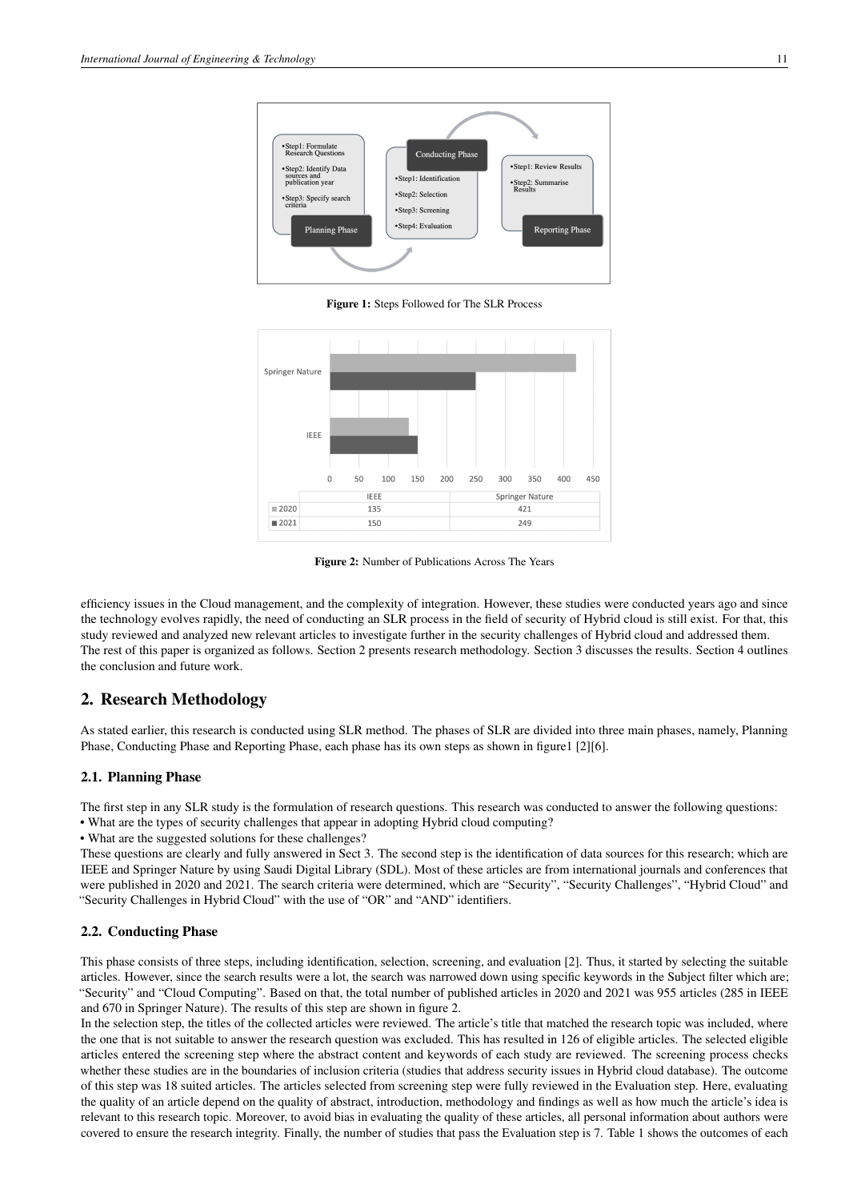**Figure 1:** Steps Followed for The SLR Process

| | IEEE | Springer Nature |
|---|---|---|
| 2020 | 135 | 421 |
| 2021 | 150 | 249 |

**Figure 2:** Number of Publications Across The Years

efficiency issues in the Cloud management, and the complexity of integration. However, these studies were conducted years ago and since the technology evolves rapidly, the need of conducting an SLR process in the field of security of Hybrid cloud is still exist. For that, this study reviewed and analyzed new relevant articles to investigate further in the security challenges of Hybrid cloud and addressed them.
The rest of this paper is organized as follows. Section 2 presents research methodology. Section 3 discusses the results. Section 4 outlines the conclusion and future work.

## 2. Research Methodology

As stated earlier, this research is conducted using SLR method. The phases of SLR are divided into three main phases, namely, Planning Phase, Conducting Phase and Reporting Phase, each phase has its own steps as shown in figure1 [2][6].

### 2.1. Planning Phase

The first step in any SLR study is the formulation of research questions. This research was conducted to answer the following questions:

- What are the types of security challenges that appear in adopting Hybrid cloud computing?
- What are the suggested solutions for these challenges?

These questions are clearly and fully answered in Sect 3. The second step is the identification of data sources for this research; which are IEEE and Springer Nature by using Saudi Digital Library (SDL). Most of these articles are from international journals and conferences that were published in 2020 and 2021. The search criteria were determined, which are "Security", "Security Challenges", "Hybrid Cloud" and "Security Challenges in Hybrid Cloud" with the use of "OR" and "AND" identifiers.

### 2.2. Conducting Phase

This phase consists of three steps, including identification, selection, screening, and evaluation [2]. Thus, it started by selecting the suitable articles. However, since the search results were a lot, the search was narrowed down using specific keywords in the Subject filter which are; "Security" and "Cloud Computing". Based on that, the total number of published articles in 2020 and 2021 was 955 articles (285 in IEEE and 670 in Springer Nature). The results of this step are shown in figure 2.
In the selection step, the titles of the collected articles were reviewed. The article's title that matched the research topic was included, where the one that is not suitable to answer the research question was excluded. This has resulted in 126 of eligible articles. The selected eligible articles entered the screening step where the abstract content and keywords of each study are reviewed. The screening process checks whether these studies are in the boundaries of inclusion criteria (studies that address security issues in Hybrid cloud database). The outcome of this step was 18 suited articles. The articles selected from screening step were fully reviewed in the Evaluation step. Here, evaluating the quality of an article depend on the quality of abstract, introduction, methodology and findings as well as how much the article's idea is relevant to this research topic. Moreover, to avoid bias in evaluating the quality of these articles, all personal information about authors were covered to ensure the research integrity. Finally, the number of studies that pass the Evaluation step is 7. Table 1 shows the outcomes of each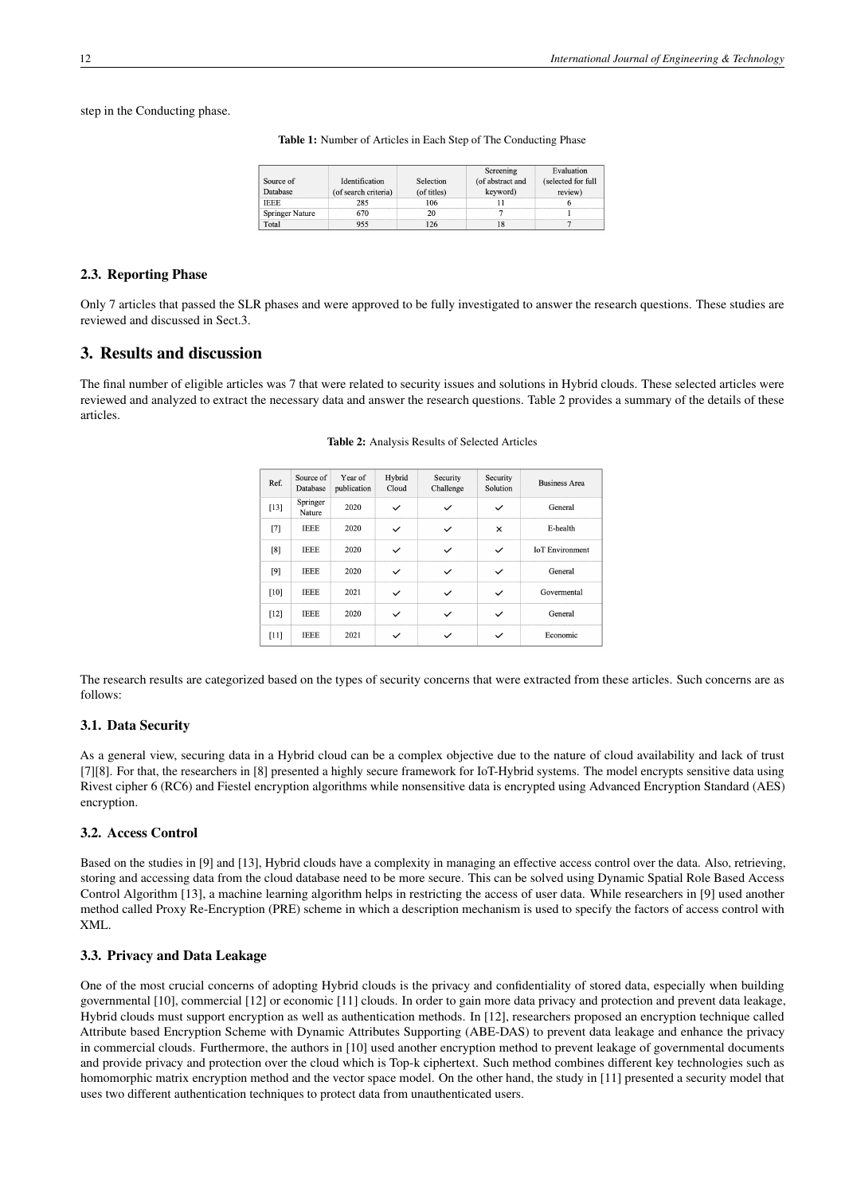step in the Conducting phase.

**Table 1:** Number of Articles in Each Step of The Conducting Phase

| Source of Database | Identification (of search criteria) | Selection (of titles) | Screening (of abstract and keyword) | Evaluation (selected for full review) |
|---|---|---|---|---|
| IEEE | 285 | 106 | 11 | 6 |
| Springer Nature | 670 | 20 | 7 | 1 |
| Total | 955 | 126 | 18 | 7 |

### 2.3. Reporting Phase

Only 7 articles that passed the SLR phases and were approved to be fully investigated to answer the research questions. These studies are reviewed and discussed in Sect.3.

## 3. Results and discussion

The final number of eligible articles was 7 that were related to security issues and solutions in Hybrid clouds. These selected articles were reviewed and analyzed to extract the necessary data and answer the research questions. Table 2 provides a summary of the details of these articles.

**Table 2:** Analysis Results of Selected Articles

| Ref. | Source of Database | Year of publication | Hybrid Cloud | Security Challenge | Security Solution | Business Area |
|---|---|---|---|---|---|---|
| [13] | Springer Nature | 2020 | ✓ | ✓ | ✓ | General |
| [7] | IEEE | 2020 | ✓ | ✓ | × | E-health |
| [8] | IEEE | 2020 | ✓ | ✓ | ✓ | IoT Environment |
| [9] | IEEE | 2020 | ✓ | ✓ | ✓ | General |
| [10] | IEEE | 2021 | ✓ | ✓ | ✓ | Govermental |
| [12] | IEEE | 2020 | ✓ | ✓ | ✓ | General |
| [11] | IEEE | 2021 | ✓ | ✓ | ✓ | Economic |

The research results are categorized based on the types of security concerns that were extracted from these articles. Such concerns are as follows:

### 3.1. Data Security

As a general view, securing data in a Hybrid cloud can be a complex objective due to the nature of cloud availability and lack of trust [7][8]. For that, the researchers in [8] presented a highly secure framework for IoT-Hybrid systems. The model encrypts sensitive data using Rivest cipher 6 (RC6) and Fiestel encryption algorithms while nonsensitive data is encrypted using Advanced Encryption Standard (AES) encryption.

### 3.2. Access Control

Based on the studies in [9] and [13], Hybrid clouds have a complexity in managing an effective access control over the data. Also, retrieving, storing and accessing data from the cloud database need to be more secure. This can be solved using Dynamic Spatial Role Based Access Control Algorithm [13], a machine learning algorithm helps in restricting the access of user data. While researchers in [9] used another method called Proxy Re-Encryption (PRE) scheme in which a description mechanism is used to specify the factors of access control with XML.

### 3.3. Privacy and Data Leakage

One of the most crucial concerns of adopting Hybrid clouds is the privacy and confidentiality of stored data, especially when building governmental [10], commercial [12] or economic [11] clouds. In order to gain more data privacy and protection and prevent data leakage, Hybrid clouds must support encryption as well as authentication methods. In [12], researchers proposed an encryption technique called Attribute based Encryption Scheme with Dynamic Attributes Supporting (ABE-DAS) to prevent data leakage and enhance the privacy in commercial clouds. Furthermore, the authors in [10] used another encryption method to prevent leakage of governmental documents and provide privacy and protection over the cloud which is Top-k ciphertext. Such method combines different key technologies such as homomorphic matrix encryption method and the vector space model. On the other hand, the study in [11] presented a security model that uses two different authentication techniques to protect data from unauthenticated users.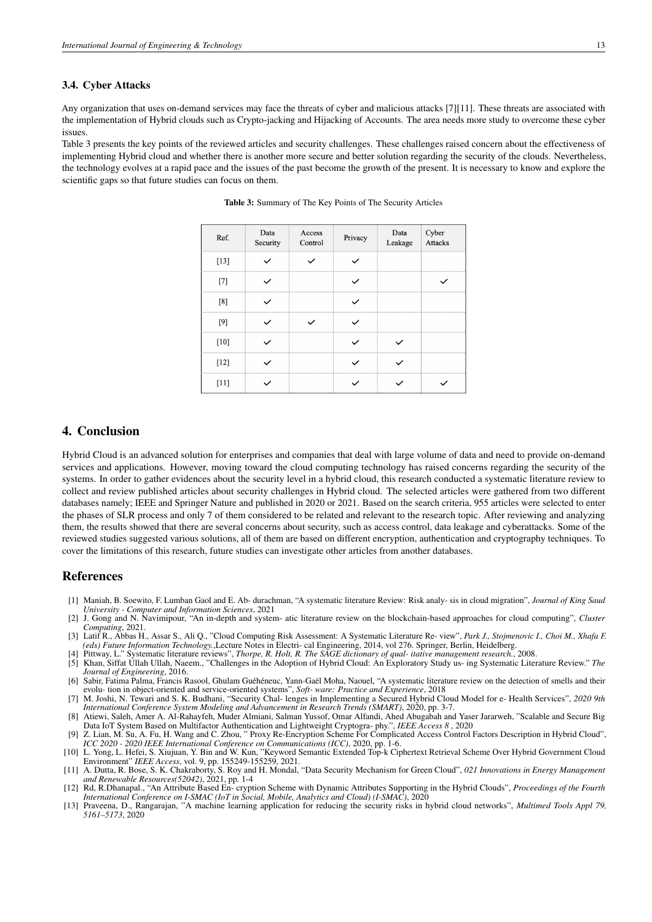### 3.4. Cyber Attacks

Any organization that uses on-demand services may face the threats of cyber and malicious attacks [7][11]. These threats are associated with the implementation of Hybrid clouds such as Crypto-jacking and Hijacking of Accounts. The area needs more study to overcome these cyber issues.

Table 3 presents the key points of the reviewed articles and security challenges. These challenges raised concern about the effectiveness of implementing Hybrid cloud and whether there is another more secure and better solution regarding the security of the clouds. Nevertheless, the technology evolves at a rapid pace and the issues of the past become the growth of the present. It is necessary to know and explore the scientific gaps so that future studies can focus on them.

**Table 3:** Summary of The Key Points of The Security Articles

| Ref. | Data Security | Access Control | Privacy | Data Leakage | Cyber Attacks |
|---|---|---|---|---|---|
| [13] | ✓ | ✓ | ✓ | | |
| [7] | ✓ | | ✓ | | ✓ |
| [8] | ✓ | | ✓ | | |
| [9] | ✓ | ✓ | ✓ | | |
| [10] | ✓ | | ✓ | ✓ | |
| [12] | ✓ | | ✓ | ✓ | |
| [11] | ✓ | | ✓ | ✓ | ✓ |

## 4. Conclusion

Hybrid Cloud is an advanced solution for enterprises and companies that deal with large volume of data and need to provide on-demand services and applications. However, moving toward the cloud computing technology has raised concerns regarding the security of the systems. In order to gather evidences about the security level in a hybrid cloud, this research conducted a systematic literature review to collect and review published articles about security challenges in Hybrid cloud. The selected articles were gathered from two different databases namely; IEEE and Springer Nature and published in 2020 or 2021. Based on the search criteria, 955 articles were selected to enter the phases of SLR process and only 7 of them considered to be related and relevant to the research topic. After reviewing and analyzing them, the results showed that there are several concerns about security, such as access control, data leakage and cyberattacks. Some of the reviewed studies suggested various solutions, all of them are based on different encryption, authentication and cryptography techniques. To cover the limitations of this research, future studies can investigate other articles from another databases.

## References

[1] Maniah, B. Soewito, F. Lumban Gaol and E. Ab- durachman, "A systematic literature Review: Risk analy- sis in cloud migration", *Journal of King Saud University - Computer and Information Sciences*, 2021

[2] J. Gong and N. Navimipour, "An in-depth and system- atic literature review on the blockchain-based approaches for cloud computing", *Cluster Computing*, 2021.

[3] Latif R., Abbas H., Assar S., Ali Q., "Cloud Computing Risk Assessment: A Systematic Literature Re- view", *Park J., Stojmenovic I., Choi M., Xhafa F. (eds) Future Information Technology.*,Lecture Notes in Electri- cal Engineering, 2014, vol 276. Springer, Berlin, Heidelberg.

[4] Pittway, L." Systematic literature reviews", *Thorpe, R. Holt, R. The SAGE dictionary of qual- itative management research.*, 2008.

[5] Khan, Siffat Ullah Ullah, Naeem., "Challenges in the Adoption of Hybrid Cloud: An Exploratory Study us- ing Systematic Literature Review." *The Journal of Engineering*, 2016.

[6] Sabir, Fatima Palma, Francis Rasool, Ghulam Guéhéneuc, Yann-Gaël Moha, Naouel, "A systematic literature review on the detection of smells and their evolu- tion in object-oriented and service-oriented systems", *Soft- ware: Practice and Experience*, 2018

[7] M. Joshi, N. Tewari and S. K. Budhani, "Security Chal- lenges in Implementing a Secured Hybrid Cloud Model for e- Health Services", *2020 9th International Conference System Modeling and Advancement in Research Trends (SMART)*, 2020, pp. 3-7.

[8] Atiewi, Saleh, Amer A. Al-Rahayfeh, Muder Almiani, Salman Yussof, Omar Alfandi, Ahed Abugabah and Yaser Jararweh, "Scalable and Secure Big Data IoT System Based on Multifactor Authentication and Lightweight Cryptogra- phy.", *IEEE Access 8* , 2020

[9] Z. Lian, M. Su, A. Fu, H. Wang and C. Zhou, " Proxy Re-Encryption Scheme For Complicated Access Control Factors Description in Hybrid Cloud", *ICC 2020 - 2020 IEEE International Conference on Communications (ICC)*, 2020, pp. 1-6.

[10] L. Yong, L. Hefei, S. Xiujuan, Y. Bin and W. Kun, "Keyword Semantic Extended Top-k Ciphertext Retrieval Scheme Over Hybrid Government Cloud Environment" *IEEE Access*, vol. 9, pp. 155249-155259, 2021.

[11] A. Dutta, R. Bose, S. K. Chakraborty, S. Roy and H. Mondal, "Data Security Mechanism for Green Cloud", *021 Innovations in Energy Management and Renewable Resources(52042)*, 2021, pp. 1-4

[12] Rd, R.Dhanapal., "An Attribute Based En- cryption Scheme with Dynamic Attributes Supporting in the Hybrid Clouds", *Proceedings of the Fourth International Conference on I-SMAC (IoT in Social, Mobile, Analytics and Cloud) (I-SMAC)*, 2020

[13] Praveena, D., Rangarajan, "A machine learning application for reducing the security risks in hybrid cloud networks", *Multimed Tools Appl 79, 5161–5173*, 2020